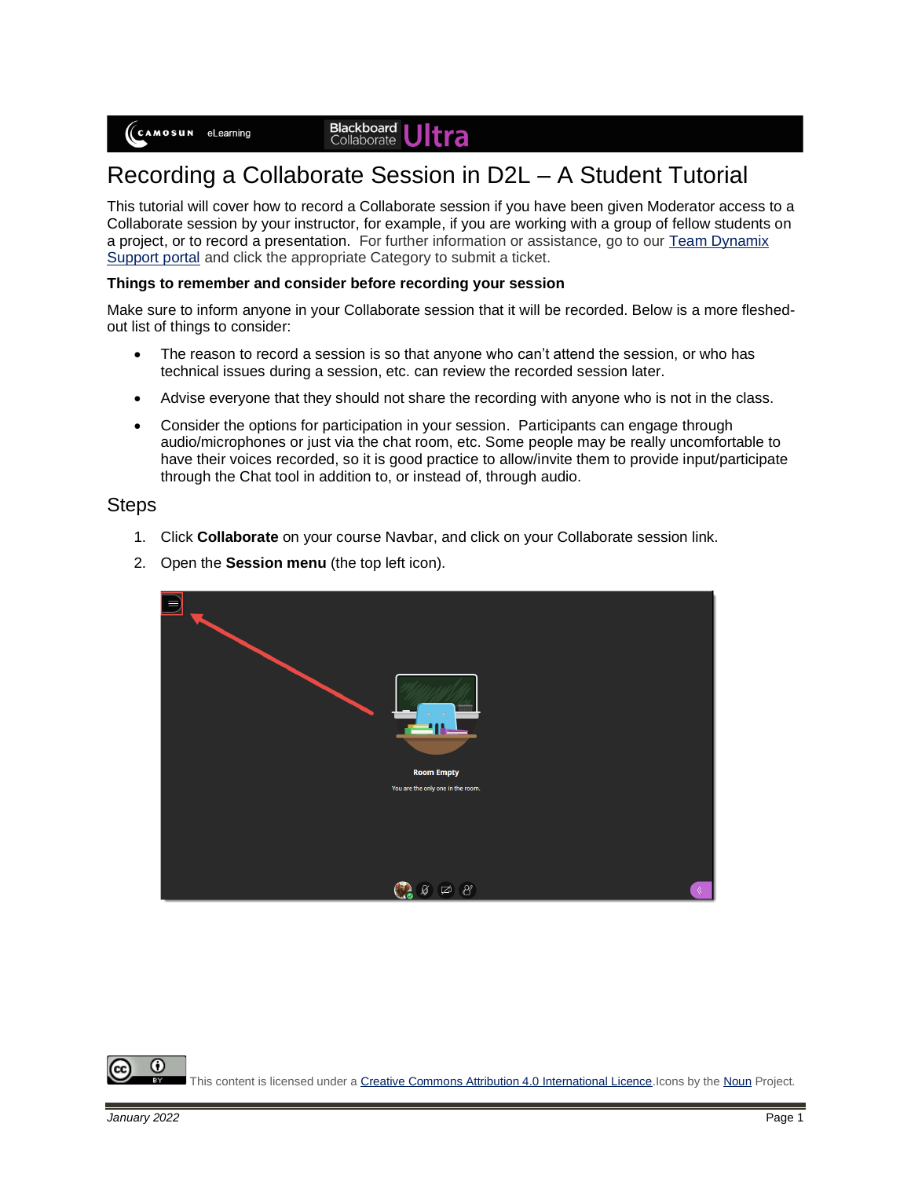# Recording a Collaborate Session in D2L – A Student Tutorial

This tutorial will cover how to record a Collaborate session if you have been given Moderator access to a Collaborate session by your instructor, for example, if you are working with a group of fellow students on a project, or to record a presentation. For further information or assistance, go to our [Team Dynamix Support portal]() and click the appropriate Category to submit a ticket.

**Things to remember and consider before recording your session**

Make sure to inform anyone in your Collaborate session that it will be recorded. Below is a more fleshed-out list of things to consider:

- The reason to record a session is so that anyone who can't attend the session, or who has technical issues during a session, etc. can review the recorded session later.
- Advise everyone that they should not share the recording with anyone who is not in the class.
- Consider the options for participation in your session. Participants can engage through audio/microphones or just via the chat room, etc. Some people may be really uncomfortable to have their voices recorded, so it is good practice to allow/invite them to provide input/participate through the Chat tool in addition to, or instead of, through audio.

## Steps

1. Click **Collaborate** on your course Navbar, and click on your Collaborate session link.
2. Open the **Session menu** (the top left icon).

This content is licensed under a [Creative Commons Attribution 4.0 International Licence](). Icons by the [Noun]() Project.

*January 2022*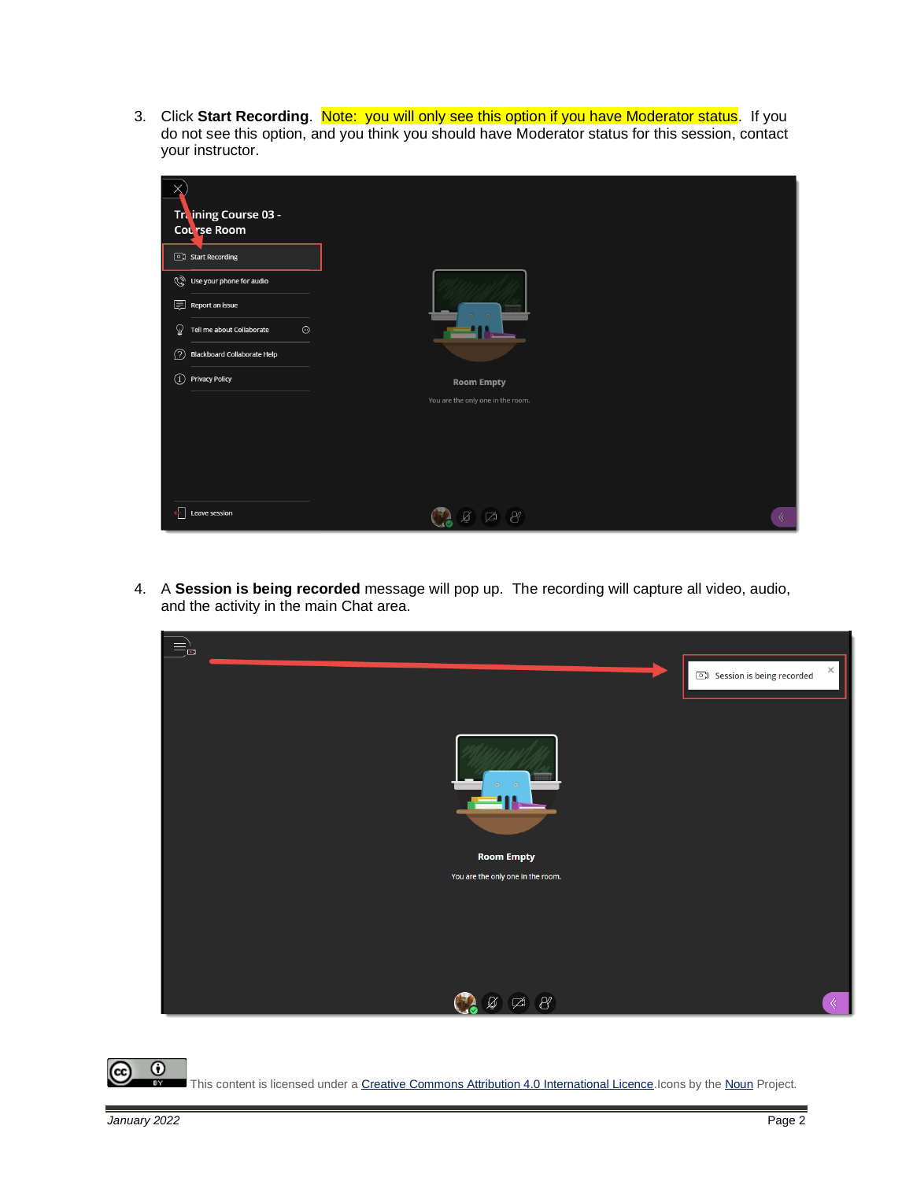3. Click **Start Recording**. Note: you will only see this option if you have Moderator status. If you do not see this option, and you think you should have Moderator status for this session, contact your instructor.

4. A **Session is being recorded** message will pop up. The recording will capture all video, audio, and the activity in the main Chat area.

This content is licensed under a Creative Commons Attribution 4.0 International Licence. Icons by the Noun Project.

*January 2022*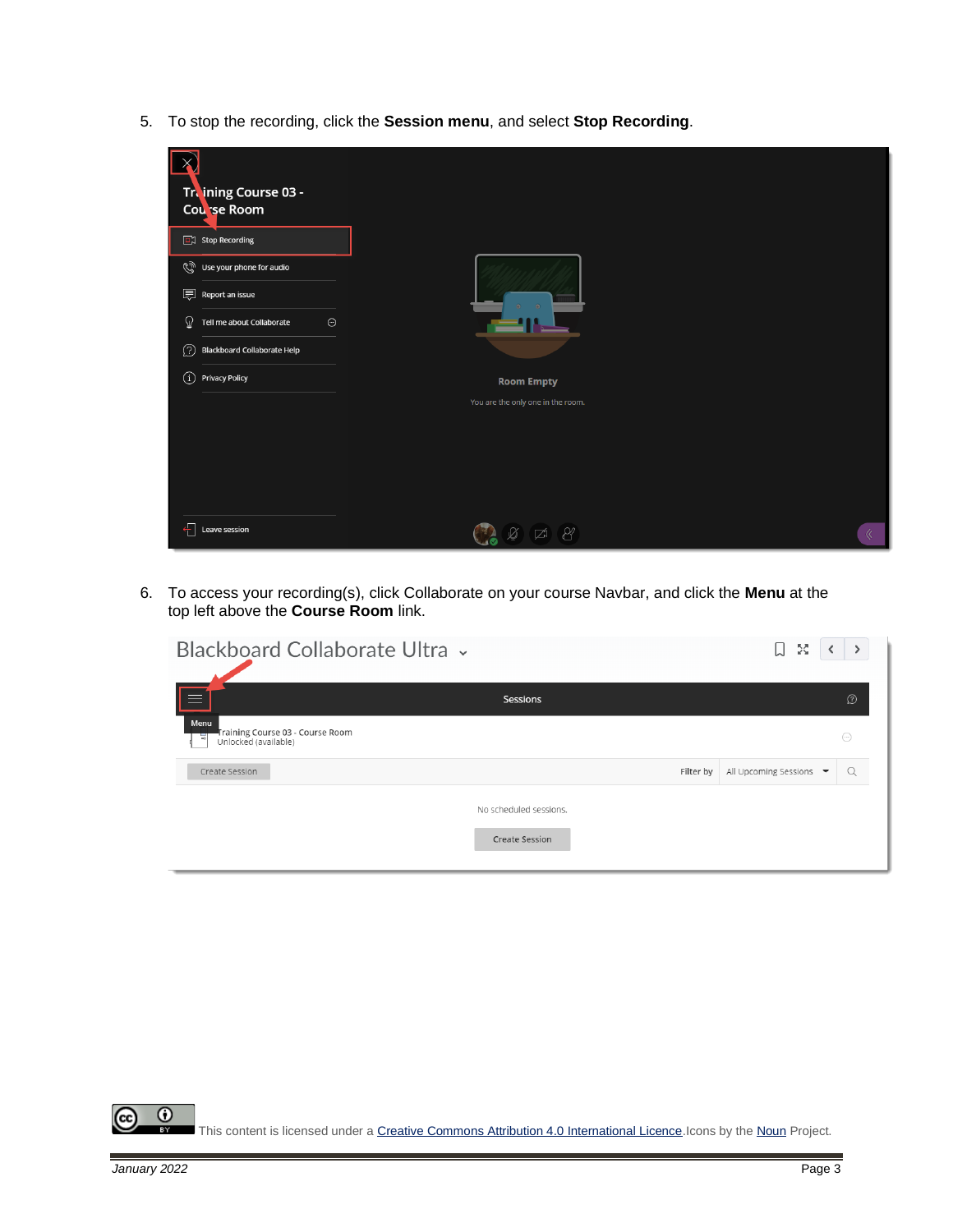5. To stop the recording, click the **Session menu**, and select **Stop Recording**.

6. To access your recording(s), click Collaborate on your course Navbar, and click the **Menu** at the top left above the **Course Room** link.

This content is licensed under a Creative Commons Attribution 4.0 International Licence. Icons by the Noun Project.

*January 2022*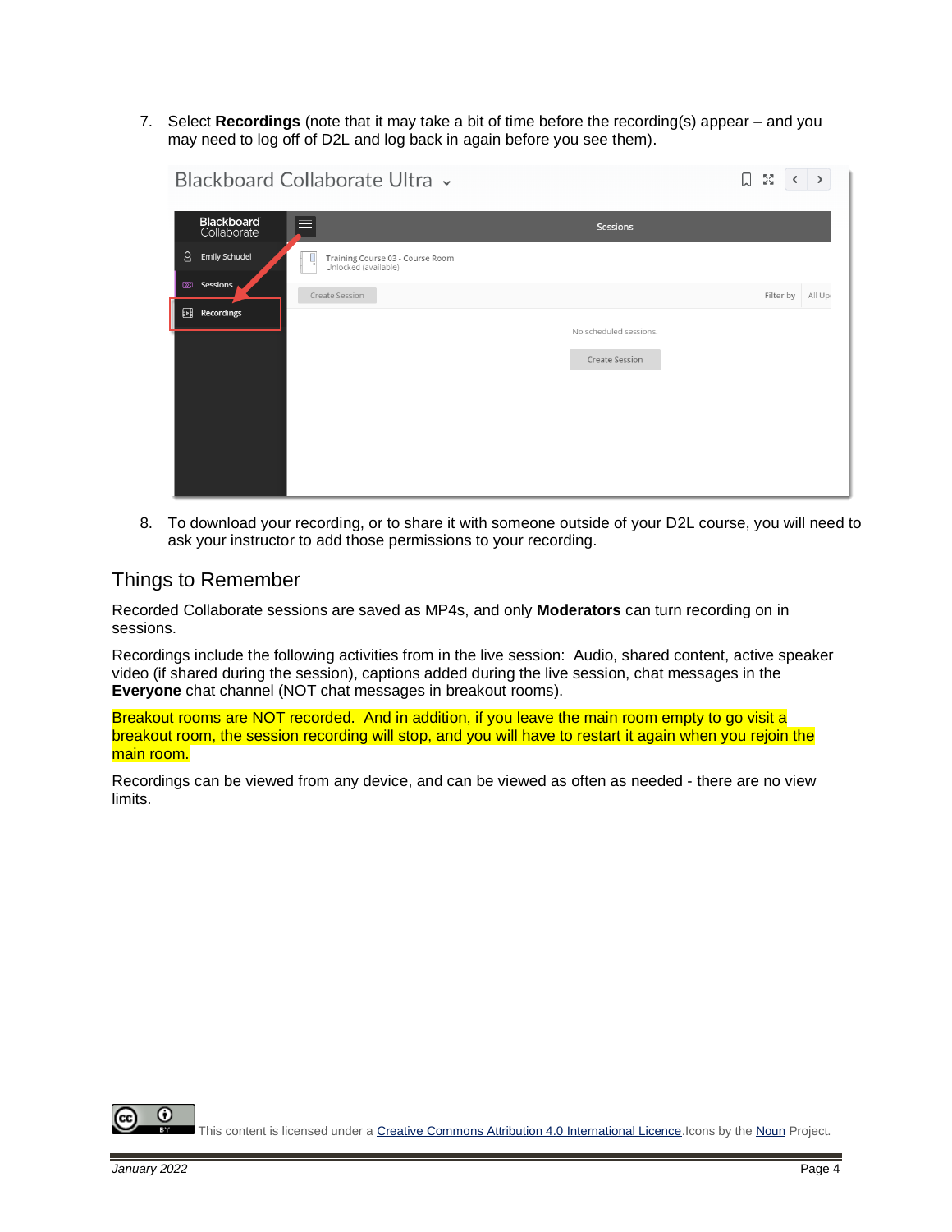7. Select **Recordings** (note that it may take a bit of time before the recording(s) appear – and you may need to log off of D2L and log back in again before you see them).

8. To download your recording, or to share it with someone outside of your D2L course, you will need to ask your instructor to add those permissions to your recording.

## Things to Remember

Recorded Collaborate sessions are saved as MP4s, and only **Moderators** can turn recording on in sessions.

Recordings include the following activities from in the live session: Audio, shared content, active speaker video (if shared during the session), captions added during the live session, chat messages in the **Everyone** chat channel (NOT chat messages in breakout rooms).

Breakout rooms are NOT recorded. And in addition, if you leave the main room empty to go visit a breakout room, the session recording will stop, and you will have to restart it again when you rejoin the main room.

Recordings can be viewed from any device, and can be viewed as often as needed - there are no view limits.

This content is licensed under a Creative Commons Attribution 4.0 International Licence. Icons by the Noun Project.